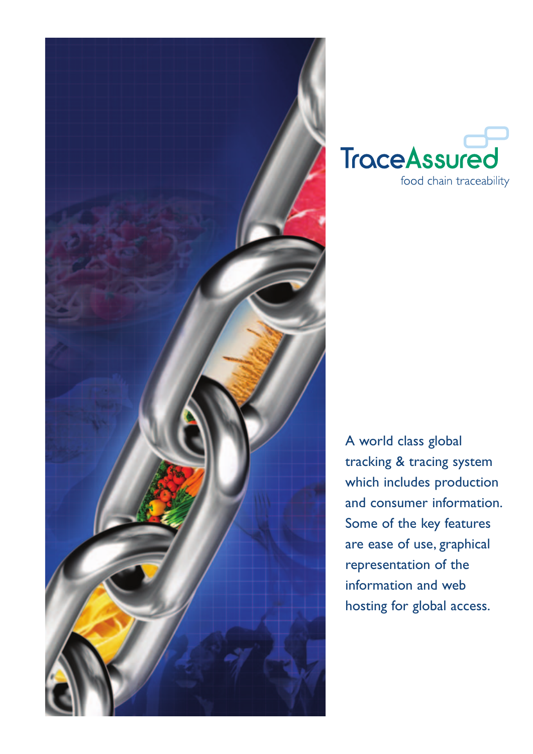# TraceAssured

food chain traceability

A world class global tracking & tracing system which includes production and consumer information. Some of the key features are ease of use, graphical representation of the information and web hosting for global access.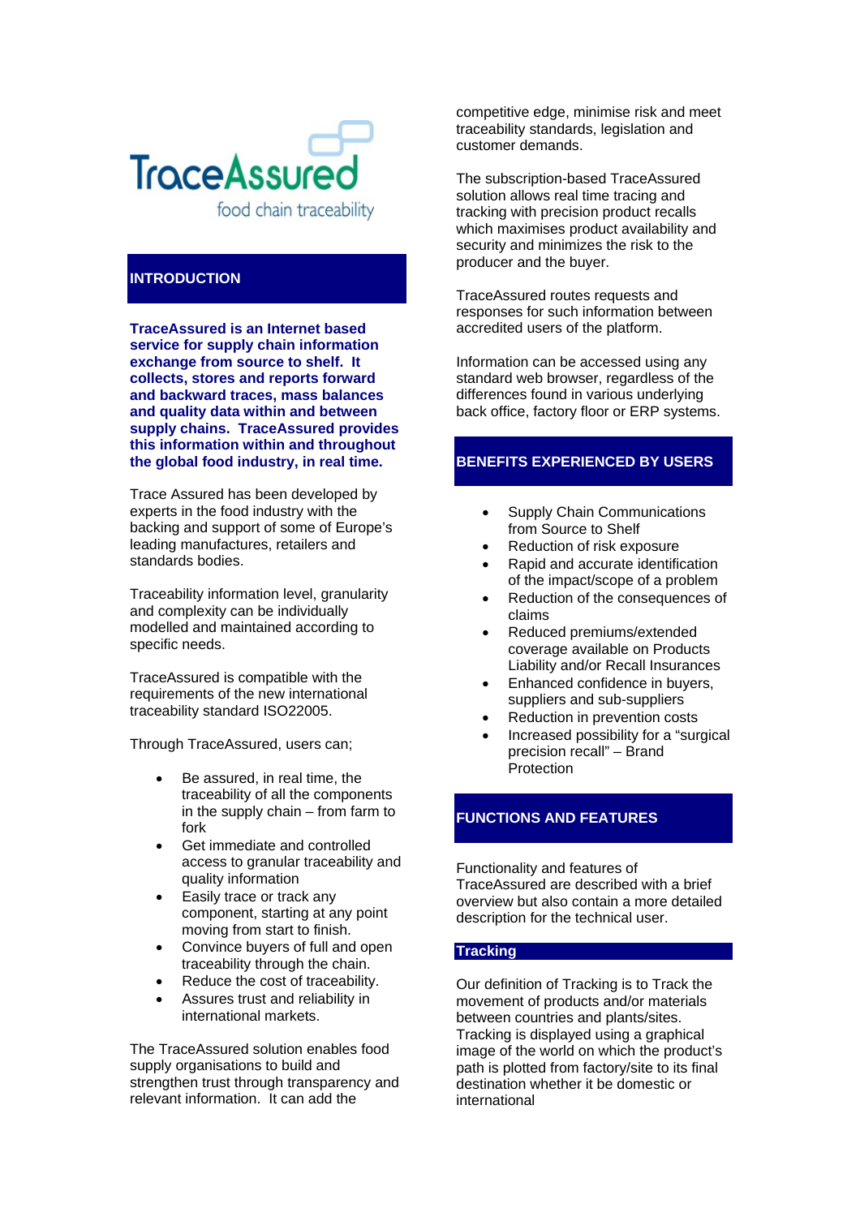TraceAssured

food chain traceability

## INTRODUCTION

**TraceAssured is an Internet based service for supply chain information exchange from source to shelf. It collects, stores and reports forward and backward traces, mass balances and quality data within and between supply chains. TraceAssured provides this information within and throughout the global food industry, in real time.**

Trace Assured has been developed by experts in the food industry with the backing and support of some of Europe's leading manufactures, retailers and standards bodies.

Traceability information level, granularity and complexity can be individually modelled and maintained according to specific needs.

TraceAssured is compatible with the requirements of the new international traceability standard ISO22005.

Through TraceAssured, users can;

- Be assured, in real time, the traceability of all the components in the supply chain – from farm to fork
- Get immediate and controlled access to granular traceability and quality information
- Easily trace or track any component, starting at any point moving from start to finish.
- Convince buyers of full and open traceability through the chain.
- Reduce the cost of traceability.
- Assures trust and reliability in international markets.

The TraceAssured solution enables food supply organisations to build and strengthen trust through transparency and relevant information. It can add the competitive edge, minimise risk and meet traceability standards, legislation and customer demands.

The subscription-based TraceAssured solution allows real time tracing and tracking with precision product recalls which maximises product availability and security and minimizes the risk to the producer and the buyer.

TraceAssured routes requests and responses for such information between accredited users of the platform.

Information can be accessed using any standard web browser, regardless of the differences found in various underlying back office, factory floor or ERP systems.

## BENEFITS EXPERIENCED BY USERS

- Supply Chain Communications from Source to Shelf
- Reduction of risk exposure
- Rapid and accurate identification of the impact/scope of a problem
- Reduction of the consequences of claims
- Reduced premiums/extended coverage available on Products Liability and/or Recall Insurances
- Enhanced confidence in buyers, suppliers and sub-suppliers
- Reduction in prevention costs
- Increased possibility for a "surgical precision recall" – Brand Protection

## FUNCTIONS AND FEATURES

Functionality and features of TraceAssured are described with a brief overview but also contain a more detailed description for the technical user.

### Tracking

Our definition of Tracking is to Track the movement of products and/or materials between countries and plants/sites. Tracking is displayed using a graphical image of the world on which the product's path is plotted from factory/site to its final destination whether it be domestic or international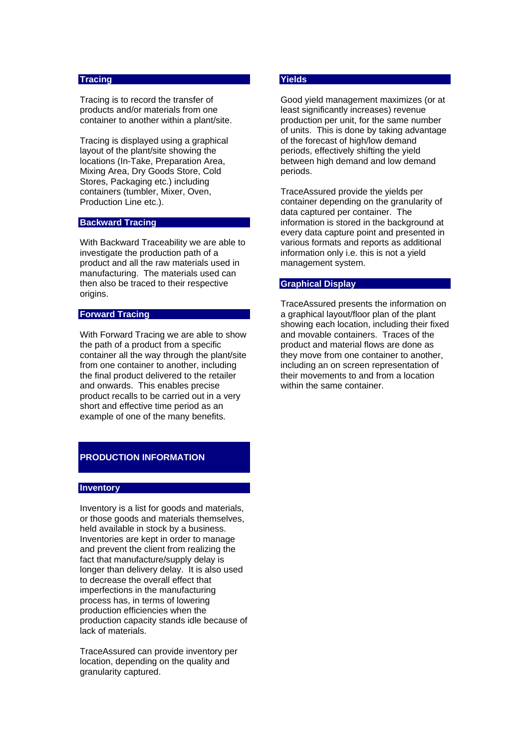## Tracing

Tracing is to record the transfer of products and/or materials from one container to another within a plant/site.

Tracing is displayed using a graphical layout of the plant/site showing the locations (In-Take, Preparation Area, Mixing Area, Dry Goods Store, Cold Stores, Packaging etc.) including containers (tumbler, Mixer, Oven, Production Line etc.).

## Backward Tracing

With Backward Traceability we are able to investigate the production path of a product and all the raw materials used in manufacturing. The materials used can then also be traced to their respective origins.

## Forward Tracing

With Forward Tracing we are able to show the path of a product from a specific container all the way through the plant/site from one container to another, including the final product delivered to the retailer and onwards. This enables precise product recalls to be carried out in a very short and effective time period as an example of one of the many benefits.

# PRODUCTION INFORMATION

## Inventory

Inventory is a list for goods and materials, or those goods and materials themselves, held available in stock by a business. Inventories are kept in order to manage and prevent the client from realizing the fact that manufacture/supply delay is longer than delivery delay. It is also used to decrease the overall effect that imperfections in the manufacturing process has, in terms of lowering production efficiencies when the production capacity stands idle because of lack of materials.

TraceAssured can provide inventory per location, depending on the quality and granularity captured.

## Yields

Good yield management maximizes (or at least significantly increases) revenue production per unit, for the same number of units. This is done by taking advantage of the forecast of high/low demand periods, effectively shifting the yield between high demand and low demand periods.

TraceAssured provide the yields per container depending on the granularity of data captured per container. The information is stored in the background at every data capture point and presented in various formats and reports as additional information only i.e. this is not a yield management system.

## Graphical Display

TraceAssured presents the information on a graphical layout/floor plan of the plant showing each location, including their fixed and movable containers. Traces of the product and material flows are done as they move from one container to another, including an on screen representation of their movements to and from a location within the same container.